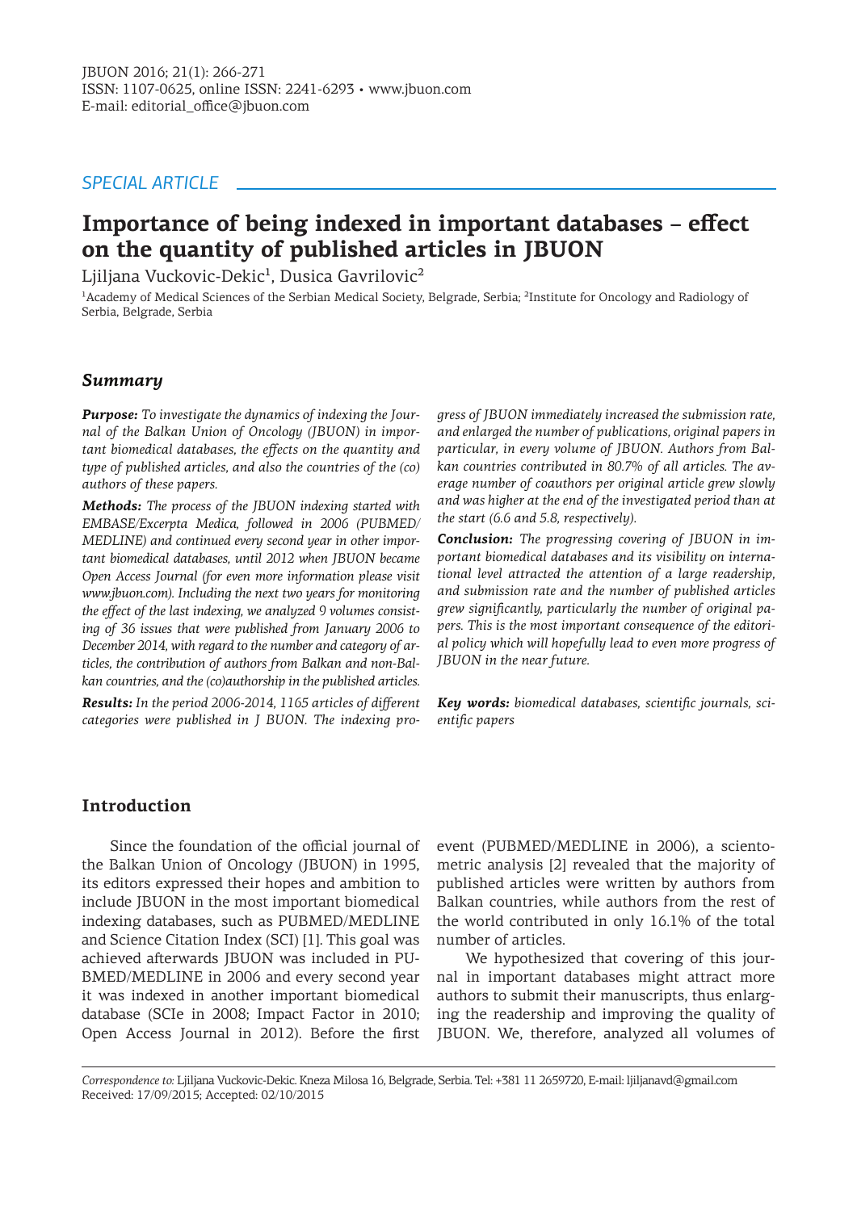SPECIAL ARTICLE

# Importance of being indexed in important databases – effect on the quantity of published articles in JBUON

Ljiljana Vuckovic-Dekic[1], Dusica Gavrilovic[2]

[1]Academy of Medical Sciences of the Serbian Medical Society, Belgrade, Serbia; [2]Institute for Oncology and Radiology of Serbia, Belgrade, Serbia

## Summary

***Purpose:*** *To investigate the dynamics of indexing the Journal of the Balkan Union of Oncology (JBUON) in important biomedical databases, the effects on the quantity and type of published articles, and also the countries of the (co) authors of these papers.*

***Methods:*** *The process of the JBUON indexing started with EMBASE/Excerpta Medica, followed in 2006 (PUBMED/MEDLINE) and continued every second year in other important biomedical databases, until 2012 when JBUON became Open Access Journal (for even more information please visit www.jbuon.com). Including the next two years for monitoring the effect of the last indexing, we analyzed 9 volumes consisting of 36 issues that were published from January 2006 to December 2014, with regard to the number and category of articles, the contribution of authors from Balkan and non-Balkan countries, and the (co)authorship in the published articles.*

***Results:*** *In the period 2006-2014, 1165 articles of different categories were published in J BUON. The indexing progress of JBUON immediately increased the submission rate, and enlarged the number of publications, original papers in particular, in every volume of JBUON. Authors from Balkan countries contributed in 80.7% of all articles. The average number of coauthors per original article grew slowly and was higher at the end of the investigated period than at the start (6.6 and 5.8, respectively).*

***Conclusion:*** *The progressing covering of JBUON in important biomedical databases and its visibility on international level attracted the attention of a large readership, and submission rate and the number of published articles grew significantly, particularly the number of original papers. This is the most important consequence of the editorial policy which will hopefully lead to even more progress of JBUON in the near future.*

***Key words:*** *biomedical databases, scientific journals, scientific papers*

## Introduction

Since the foundation of the official journal of the Balkan Union of Oncology (JBUON) in 1995, its editors expressed their hopes and ambition to include JBUON in the most important biomedical indexing databases, such as PUBMED/MEDLINE and Science Citation Index (SCI) [1]. This goal was achieved afterwards JBUON was included in PUBMED/MEDLINE in 2006 and every second year it was indexed in another important biomedical database (SCIe in 2008; Impact Factor in 2010; Open Access Journal in 2012). Before the first event (PUBMED/MEDLINE in 2006), a scientometric analysis [2] revealed that the majority of published articles were written by authors from Balkan countries, while authors from the rest of the world contributed in only 16.1% of the total number of articles.

We hypothesized that covering of this journal in important databases might attract more authors to submit their manuscripts, thus enlarging the readership and improving the quality of JBUON. We, therefore, analyzed all volumes of

*Correspondence to:* Ljiljana Vuckovic-Dekic. Kneza Milosa 16, Belgrade, Serbia. Tel: +381 11 2659720, E-mail: ljiljanavd@gmail.com
Received: 17/09/2015; Accepted: 02/10/2015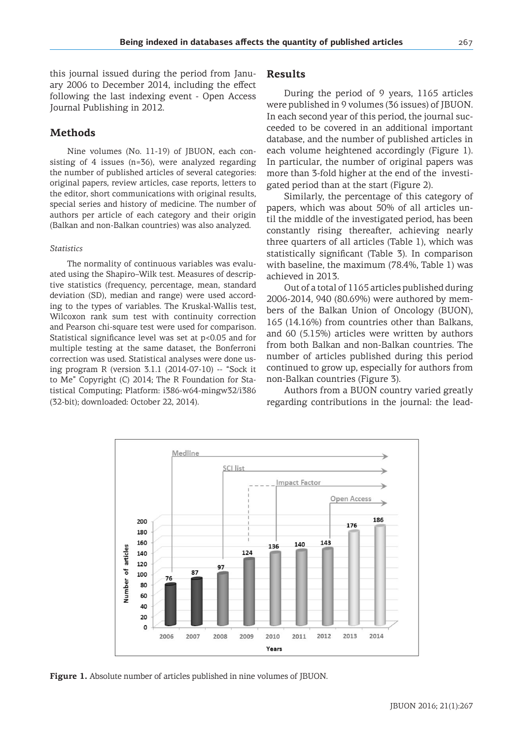this journal issued during the period from January 2006 to December 2014, including the effect following the last indexing event - Open Access Journal Publishing in 2012.

## Methods

Nine volumes (No. 11-19) of JBUON, each consisting of 4 issues (n=36), were analyzed regarding the number of published articles of several categories: original papers, review articles, case reports, letters to the editor, short communications with original results, special series and history of medicine. The number of authors per article of each category and their origin (Balkan and non-Balkan countries) was also analyzed.

*Statistics*

The normality of continuous variables was evaluated using the Shapiro–Wilk test. Measures of descriptive statistics (frequency, percentage, mean, standard deviation (SD), median and range) were used according to the types of variables. The Kruskal-Wallis test, Wilcoxon rank sum test with continuity correction and Pearson chi-square test were used for comparison. Statistical significance level was set at $p<0.05$ and for multiple testing at the same dataset, the Bonferroni correction was used. Statistical analyses were done using program R (version 3.1.1 (2014-07-10) -- "Sock it to Me" Copyright (C) 2014; The R Foundation for Statistical Computing; Platform: i386-w64-mingw32/i386 (32-bit); downloaded: October 22, 2014).

## Results

During the period of 9 years, 1165 articles were published in 9 volumes (36 issues) of JBUON. In each second year of this period, the journal succeeded to be covered in an additional important database, and the number of published articles in each volume heightened accordingly (Figure 1). In particular, the number of original papers was more than 3-fold higher at the end of the investigated period than at the start (Figure 2).

Similarly, the percentage of this category of papers, which was about 50% of all articles until the middle of the investigated period, has been constantly rising thereafter, achieving nearly three quarters of all articles (Table 1), which was statistically significant (Table 3). In comparison with baseline, the maximum (78.4%, Table 1) was achieved in 2013.

Out of a total of 1165 articles published during 2006-2014, 940 (80.69%) were authored by members of the Balkan Union of Oncology (BUON), 165 (14.16%) from countries other than Balkans, and 60 (5.15%) articles were written by authors from both Balkan and non-Balkan countries. The number of articles published during this period continued to grow up, especially for authors from non-Balkan countries (Figure 3).

Authors from a BUON country varied greatly regarding contributions in the journal: the lead-

**Figure 1.** Absolute number of articles published in nine volumes of JBUON.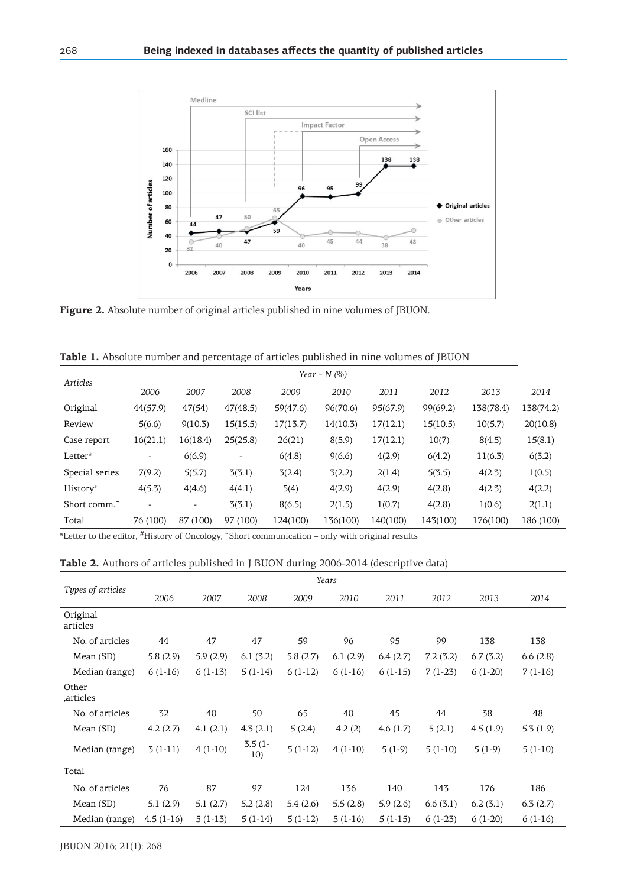**Figure 2.** Absolute number of original articles published in nine volumes of JBUON.

**Table 1.** Absolute number and percentage of articles published in nine volumes of JBUON

| Articles | Year – N (%) | | | | | | | | |
|---|---|---|---|---|---|---|---|---|---|
| | 2006 | 2007 | 2008 | 2009 | 2010 | 2011 | 2012 | 2013 | 2014 |
| Original | 44(57.9) | 47(54) | 47(48.5) | 59(47.6) | 96(70.6) | 95(67.9) | 99(69.2) | 138(78.4) | 138(74.2) |
| Review | 5(6.6) | 9(10.3) | 15(15.5) | 17(13.7) | 14(10.3) | 17(12.1) | 15(10.5) | 10(5.7) | 20(10.8) |
| Case report | 16(21.1) | 16(18.4) | 25(25.8) | 26(21) | 8(5.9) | 17(12.1) | 10(7) | 8(4.5) | 15(8.1) |
| Letter* | - | 6(6.9) | - | 6(4.8) | 9(6.6) | 4(2.9) | 6(4.2) | 11(6.3) | 6(3.2) |
| Special series | 7(9.2) | 5(5.7) | 3(3.1) | 3(2.4) | 3(2.2) | 2(1.4) | 5(3.5) | 4(2.3) | 1(0.5) |
| History# | 4(5.3) | 4(4.6) | 4(4.1) | 5(4) | 4(2.9) | 4(2.9) | 4(2.8) | 4(2.3) | 4(2.2) |
| Short comm.~ | - | - | 3(3.1) | 8(6.5) | 2(1.5) | 1(0.7) | 4(2.8) | 1(0.6) | 2(1.1) |
| Total | 76 (100) | 87 (100) | 97 (100) | 124(100) | 136(100) | 140(100) | 143(100) | 176(100) | 186 (100) |

*Letter to the editor, #History of Oncology, ~Short communication – only with original results

**Table 2.** Authors of articles published in J BUON during 2006-2014 (descriptive data)

| Types of articles | Years | | | | | | | | |
|---|---|---|---|---|---|---|---|---|---|
| | 2006 | 2007 | 2008 | 2009 | 2010 | 2011 | 2012 | 2013 | 2014 |
| Original articles | | | | | | | | | |
| No. of articles | 44 | 47 | 47 | 59 | 96 | 95 | 99 | 138 | 138 |
| Mean (SD) | 5.8 (2.9) | 5.9 (2.9) | 6.1 (3.2) | 5.8 (2.7) | 6.1 (2.9) | 6.4 (2.7) | 7.2 (3.2) | 6.7 (3.2) | 6.6 (2.8) |
| Median (range) | 6 (1-16) | 6 (1-13) | 5 (1-14) | 6 (1-12) | 6 (1-16) | 6 (1-15) | 7 (1-23) | 6 (1-20) | 7 (1-16) |
| Other ,articles | | | | | | | | | |
| No. of articles | 32 | 40 | 50 | 65 | 40 | 45 | 44 | 38 | 48 |
| Mean (SD) | 4.2 (2.7) | 4.1 (2.1) | 4.3 (2.1) | 5 (2.4) | 4.2 (2) | 4.6 (1.7) | 5 (2.1) | 4.5 (1.9) | 5.3 (1.9) |
| Median (range) | 3 (1-11) | 4 (1-10) | 3.5 (1-10) | 5 (1-12) | 4 (1-10) | 5 (1-9) | 5 (1-10) | 5 (1-9) | 5 (1-10) |
| Total | | | | | | | | | |
| No. of articles | 76 | 87 | 97 | 124 | 136 | 140 | 143 | 176 | 186 |
| Mean (SD) | 5.1 (2.9) | 5.1 (2.7) | 5.2 (2.8) | 5.4 (2.6) | 5.5 (2.8) | 5.9 (2.6) | 6.6 (3.1) | 6.2 (3.1) | 6.3 (2.7) |
| Median (range) | 4.5 (1-16) | 5 (1-13) | 5 (1-14) | 5 (1-12) | 5 (1-16) | 5 (1-15) | 6 (1-23) | 6 (1-20) | 6 (1-16) |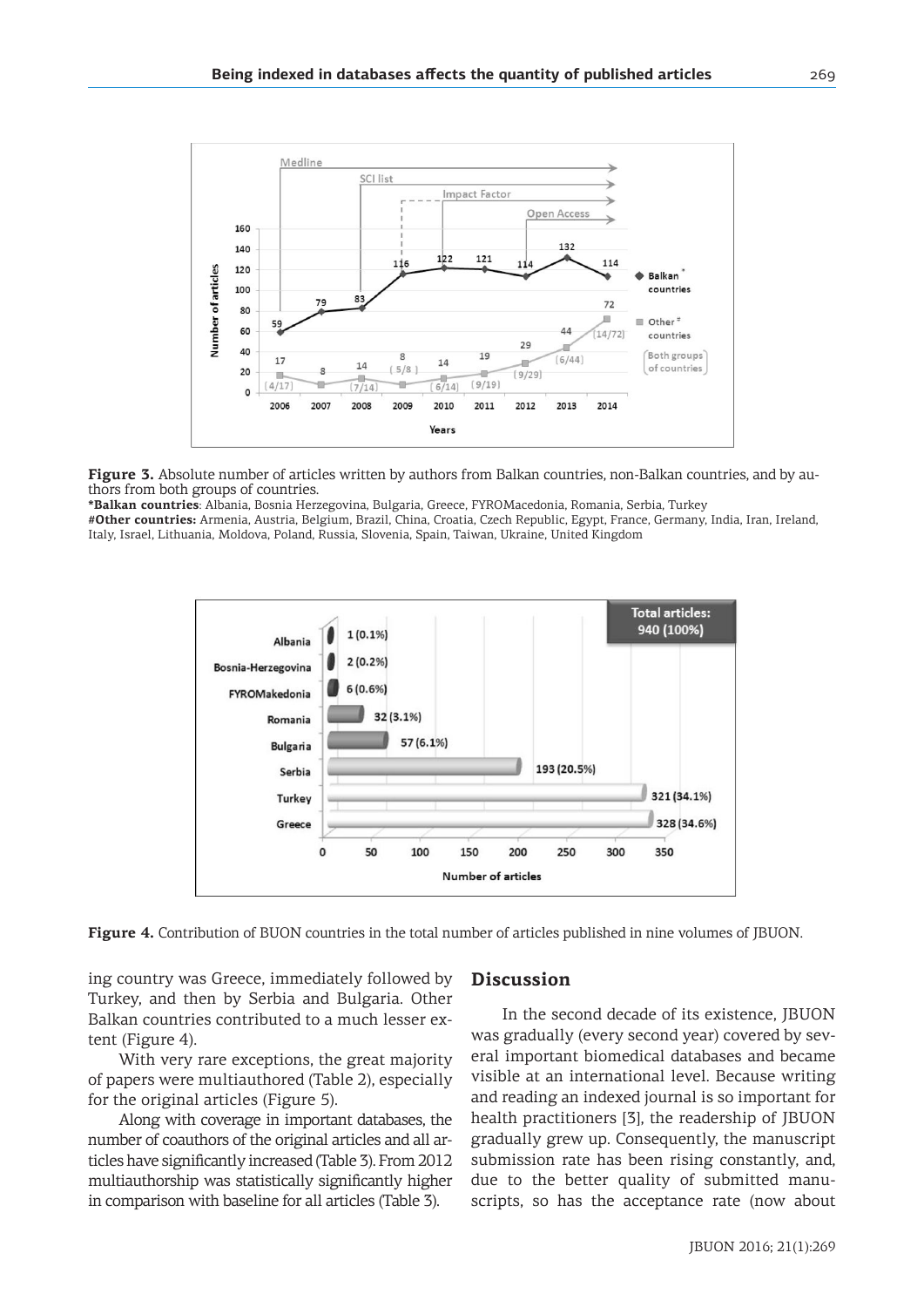**Figure 3.** Absolute number of articles written by authors from Balkan countries, non-Balkan countries, and by authors from both groups of countries.
***Balkan countries**: Albania, Bosnia Herzegovina, Bulgaria, Greece, FYROMacedonia, Romania, Serbia, Turkey
**#Other countries:** Armenia, Austria, Belgium, Brazil, China, Croatia, Czech Republic, Egypt, France, Germany, India, Iran, Ireland, Italy, Israel, Lithuania, Moldova, Poland, Russia, Slovenia, Spain, Taiwan, Ukraine, United Kingdom

**Figure 4.** Contribution of BUON countries in the total number of articles published in nine volumes of JBUON.

ing country was Greece, immediately followed by Turkey, and then by Serbia and Bulgaria. Other Balkan countries contributed to a much lesser extent (Figure 4).

With very rare exceptions, the great majority of papers were multiauthored (Table 2), especially for the original articles (Figure 5).

Along with coverage in important databases, the number of coauthors of the original articles and all articles have significantly increased (Table 3). From 2012 multiauthorship was statistically significantly higher in comparison with baseline for all articles (Table 3).

## Discussion

In the second decade of its existence, JBUON was gradually (every second year) covered by several important biomedical databases and became visible at an international level. Because writing and reading an indexed journal is so important for health practitioners [3], the readership of JBUON gradually grew up. Consequently, the manuscript submission rate has been rising constantly, and, due to the better quality of submitted manuscripts, so has the acceptance rate (now about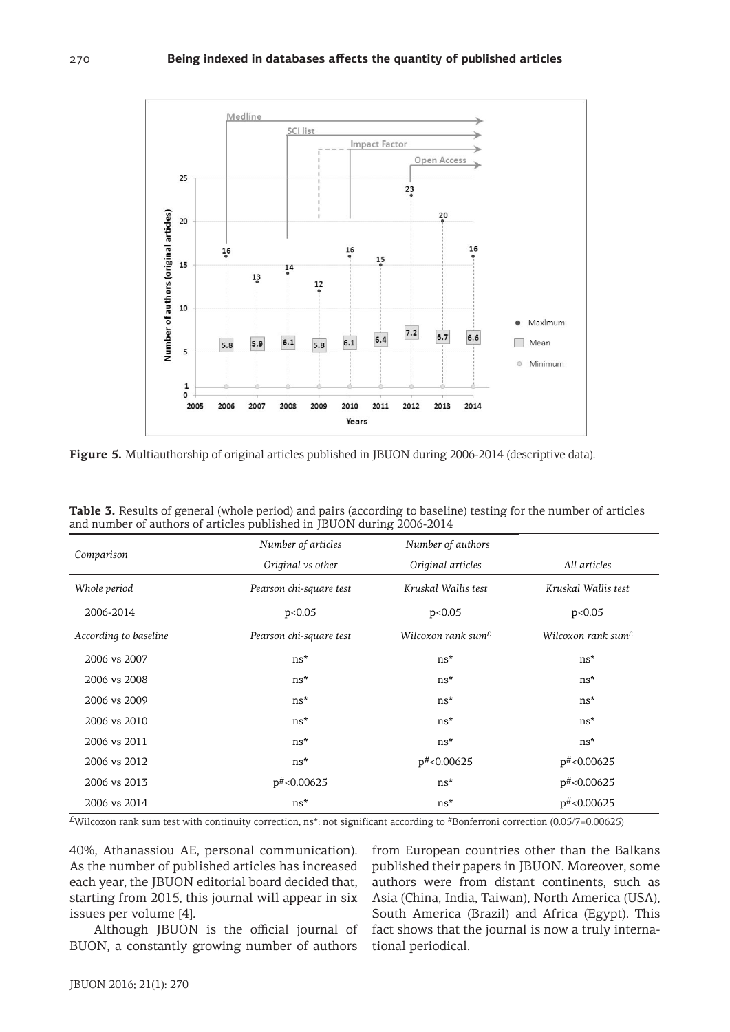**Figure 5.** Multiauthorship of original articles published in JBUON during 2006-2014 (descriptive data).

**Table 3.** Results of general (whole period) and pairs (according to baseline) testing for the number of articles and number of authors of articles published in JBUON during 2006-2014

| *Comparison* | *Number of articles* | *Number of authors* | |
|---|---|---|---|
| | *Original vs other* | *Original articles* | *All articles* |
| *Whole period* | *Pearson chi-square test* | *Kruskal Wallis test* | *Kruskal Wallis test* |
| 2006-2014 | p<0.05 | p<0.05 | p<0.05 |
| *According to baseline* | *Pearson chi-square test* | *Wilcoxon rank sum*[£] | *Wilcoxon rank sum*[£] |
| 2006 vs 2007 | ns* | ns* | ns* |
| 2006 vs 2008 | ns* | ns* | ns* |
| 2006 vs 2009 | ns* | ns* | ns* |
| 2006 vs 2010 | ns* | ns* | ns* |
| 2006 vs 2011 | ns* | ns* | ns* |
| 2006 vs 2012 | ns* | p[#]<0.00625 | p[#]<0.00625 |
| 2006 vs 2013 | p[#]<0.00625 | ns* | p[#]<0.00625 |
| 2006 vs 2014 | ns* | ns* | p[#]<0.00625 |

[£]Wilcoxon rank sum test with continuity correction, ns*: not significant according to [#]Bonferroni correction (0.05/7=0.00625)

40%, Athanassiou AE, personal communication). As the number of published articles has increased each year, the JBUON editorial board decided that, starting from 2015, this journal will appear in six issues per volume [4].

Although JBUON is the official journal of BUON, a constantly growing number of authors from European countries other than the Balkans published their papers in JBUON. Moreover, some authors were from distant continents, such as Asia (China, India, Taiwan), North America (USA), South America (Brazil) and Africa (Egypt). This fact shows that the journal is now a truly international periodical.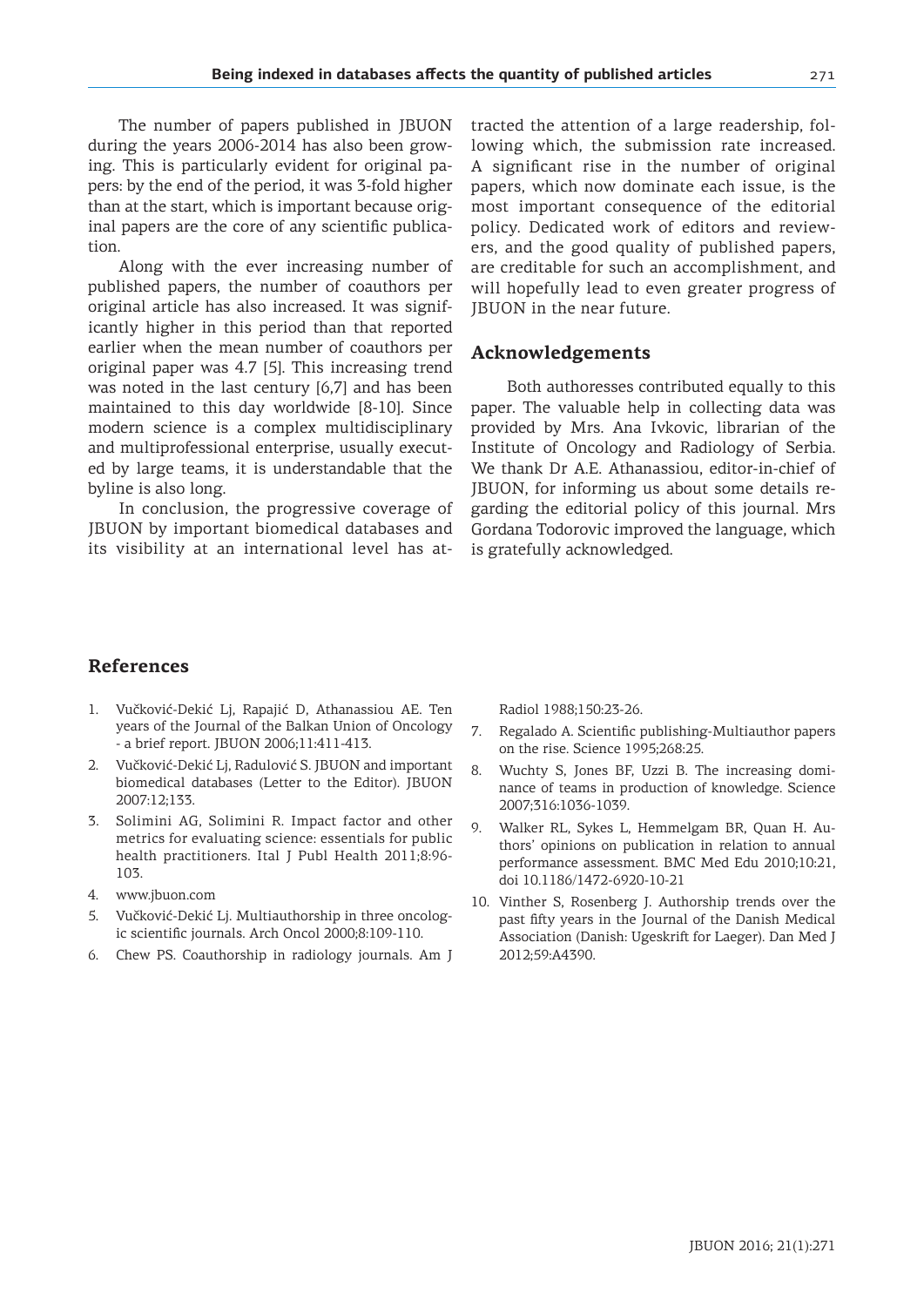The number of papers published in JBUON during the years 2006-2014 has also been growing. This is particularly evident for original papers: by the end of the period, it was 3-fold higher than at the start, which is important because original papers are the core of any scientific publication.

Along with the ever increasing number of published papers, the number of coauthors per original article has also increased. It was significantly higher in this period than that reported earlier when the mean number of coauthors per original paper was 4.7 [5]. This increasing trend was noted in the last century [6,7] and has been maintained to this day worldwide [8-10]. Since modern science is a complex multidisciplinary and multiprofessional enterprise, usually executed by large teams, it is understandable that the byline is also long.

In conclusion, the progressive coverage of JBUON by important biomedical databases and its visibility at an international level has attracted the attention of a large readership, following which, the submission rate increased. A significant rise in the number of original papers, which now dominate each issue, is the most important consequence of the editorial policy. Dedicated work of editors and reviewers, and the good quality of published papers, are creditable for such an accomplishment, and will hopefully lead to even greater progress of JBUON in the near future.

## Acknowledgements

Both authoresses contributed equally to this paper. The valuable help in collecting data was provided by Mrs. Ana Ivkovic, librarian of the Institute of Oncology and Radiology of Serbia. We thank Dr A.E. Athanassiou, editor-in-chief of JBUON, for informing us about some details regarding the editorial policy of this journal. Mrs Gordana Todorovic improved the language, which is gratefully acknowledged.

## References

1. Vučković-Dekić Lj, Rapajić D, Athanassiou AE. Ten years of the Journal of the Balkan Union of Oncology - a brief report. JBUON 2006;11:411-413.
2. Vučković-Dekić Lj, Radulović S. JBUON and important biomedical databases (Letter to the Editor). JBUON 2007;12;133.
3. Solimini AG, Solimini R. Impact factor and other metrics for evaluating science: essentials for public health practitioners. Ital J Publ Health 2011;8:96-103.
4. www.jbuon.com
5. Vučković-Dekić Lj. Multiauthorship in three oncologic scientific journals. Arch Oncol 2000;8:109-110.
6. Chew PS. Coauthorship in radiology journals. Am J Radiol 1988;150:23-26.
7. Regalado A. Scientific publishing-Multiauthor papers on the rise. Science 1995;268:25.
8. Wuchty S, Jones BF, Uzzi B. The increasing dominance of teams in production of knowledge. Science 2007;316:1036-1039.
9. Walker RL, Sykes L, Hemmelgam BR, Quan H. Authors' opinions on publication in relation to annual performance assessment. BMC Med Edu 2010;10:21, doi 10.1186/1472-6920-10-21
10. Vinther S, Rosenberg J. Authorship trends over the past fifty years in the Journal of the Danish Medical Association (Danish: Ugeskrift for Laeger). Dan Med J 2012;59:A4390.